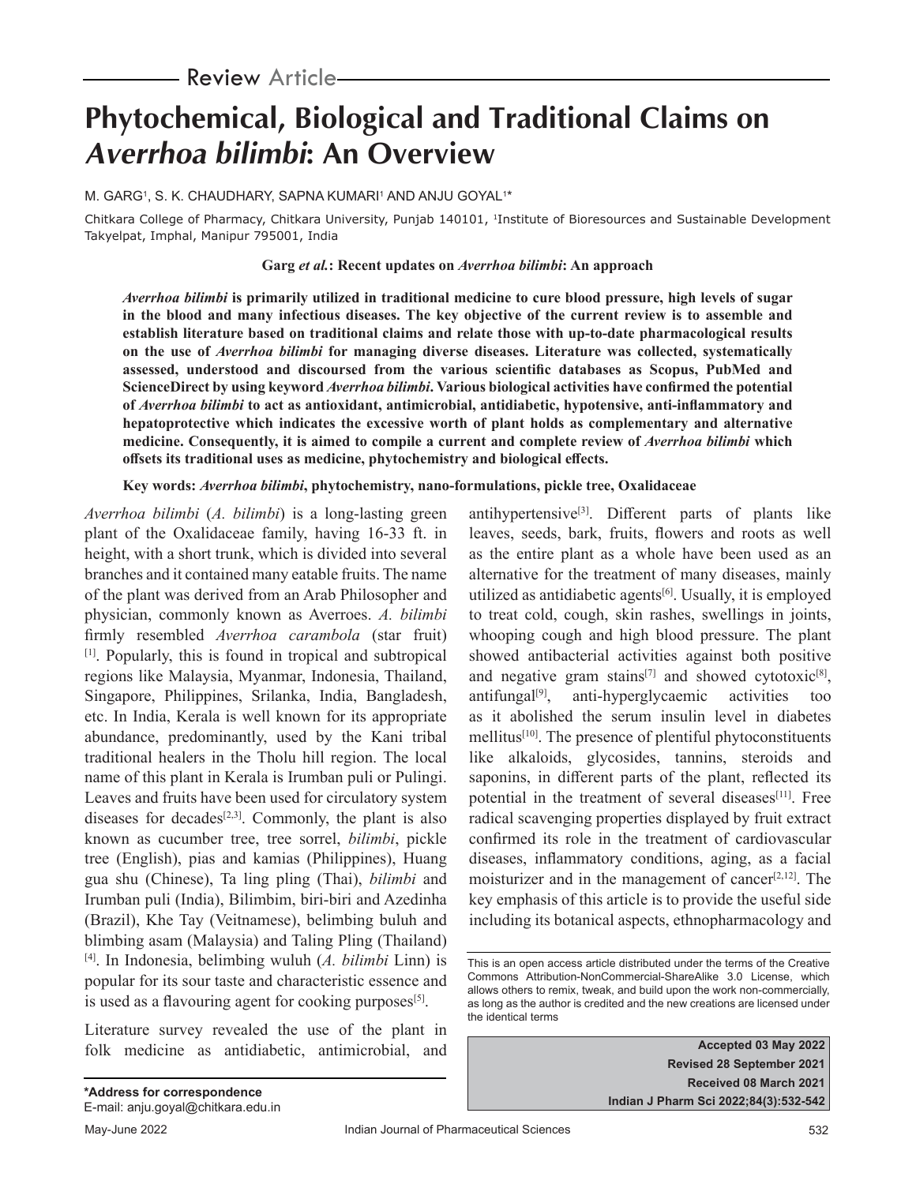Review Article

# Phytochemical, Biological and Traditional Claims on *Averrhoa bilimbi*: An Overview

M. GARG[1], S. K. CHAUDHARY, SAPNA KUMARI[1] AND ANJU GOYAL[1]*

Chitkara College of Pharmacy, Chitkara University, Punjab 140101, [1]Institute of Bioresources and Sustainable Development Takyelpat, Imphal, Manipur 795001, India

**Garg *et al.*: Recent updates on *Averrhoa bilimbi*: An approach**

***Averrhoa bilimbi* is primarily utilized in traditional medicine to cure blood pressure, high levels of sugar in the blood and many infectious diseases. The key objective of the current review is to assemble and establish literature based on traditional claims and relate those with up-to-date pharmacological results on the use of *Averrhoa bilimbi* for managing diverse diseases. Literature was collected, systematically assessed, understood and discoursed from the various scientific databases as Scopus, PubMed and ScienceDirect by using keyword *Averrhoa bilimbi*. Various biological activities have confirmed the potential of *Averrhoa bilimbi* to act as antioxidant, antimicrobial, antidiabetic, hypotensive, anti-inflammatory and hepatoprotective which indicates the excessive worth of plant holds as complementary and alternative medicine. Consequently, it is aimed to compile a current and complete review of *Averrhoa bilimbi* which offsets its traditional uses as medicine, phytochemistry and biological effects.**

**Key words: *Averrhoa bilimbi*, phytochemistry, nano-formulations, pickle tree, Oxalidaceae**

*Averrhoa bilimbi* (*A. bilimbi*) is a long-lasting green plant of the Oxalidaceae family, having 16-33 ft. in height, with a short trunk, which is divided into several branches and it contained many eatable fruits. The name of the plant was derived from an Arab Philosopher and physician, commonly known as Averroes. *A. bilimbi* firmly resembled *Averrhoa carambola* (star fruit) [1]. Popularly, this is found in tropical and subtropical regions like Malaysia, Myanmar, Indonesia, Thailand, Singapore, Philippines, Srilanka, India, Bangladesh, etc. In India, Kerala is well known for its appropriate abundance, predominantly, used by the Kani tribal traditional healers in the Tholu hill region. The local name of this plant in Kerala is Irumban puli or Pulingi. Leaves and fruits have been used for circulatory system diseases for decades[2,3]. Commonly, the plant is also known as cucumber tree, tree sorrel, *bilimbi*, pickle tree (English), pias and kamias (Philippines), Huang gua shu (Chinese), Ta ling pling (Thai), *bilimbi* and Irumban puli (India), Bilimbim, biri-biri and Azedinha (Brazil), Khe Tay (Veitnamese), belimbing buluh and blimbing asam (Malaysia) and Taling Pling (Thailand) [4]. In Indonesia, belimbing wuluh (*A. bilimbi* Linn) is popular for its sour taste and characteristic essence and is used as a flavouring agent for cooking purposes[5].

Literature survey revealed the use of the plant in folk medicine as antidiabetic, antimicrobial, and antihypertensive[3]. Different parts of plants like leaves, seeds, bark, fruits, flowers and roots as well as the entire plant as a whole have been used as an alternative for the treatment of many diseases, mainly utilized as antidiabetic agents[6]. Usually, it is employed to treat cold, cough, skin rashes, swellings in joints, whooping cough and high blood pressure. The plant showed antibacterial activities against both positive and negative gram stains[7] and showed cytotoxic[8], antifungal[9], anti-hyperglycaemic activities too as it abolished the serum insulin level in diabetes mellitus[10]. The presence of plentiful phytoconstituents like alkaloids, glycosides, tannins, steroids and saponins, in different parts of the plant, reflected its potential in the treatment of several diseases[11]. Free radical scavenging properties displayed by fruit extract confirmed its role in the treatment of cardiovascular diseases, inflammatory conditions, aging, as a facial moisturizer and in the management of cancer[2,12]. The key emphasis of this article is to provide the useful side including its botanical aspects, ethnopharmacology and

This is an open access article distributed under the terms of the Creative Commons Attribution-NonCommercial-ShareAlike 3.0 License, which allows others to remix, tweak, and build upon the work non-commercially, as long as the author is credited and the new creations are licensed under the identical terms

**Accepted 03 May 2022**
**Revised 28 September 2021**
**Received 08 March 2021**
**Indian J Pharm Sci 2022;84(3):532-542**

***Address for correspondence**
E-mail: anju.goyal@chitkara.edu.in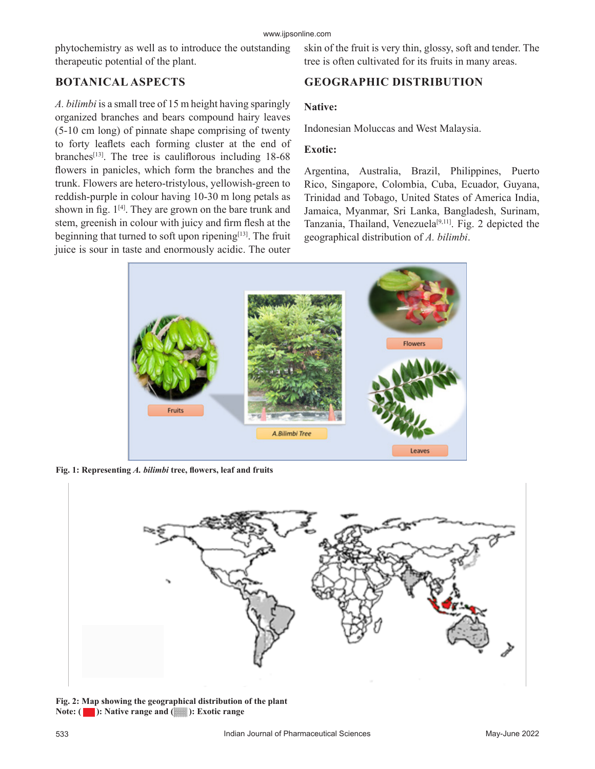phytochemistry as well as to introduce the outstanding therapeutic potential of the plant.

## BOTANICAL ASPECTS

*A. bilimbi* is a small tree of 15 m height having sparingly organized branches and bears compound hairy leaves (5-10 cm long) of pinnate shape comprising of twenty to forty leaflets each forming cluster at the end of branches[13]. The tree is cauliflorous including 18-68 flowers in panicles, which form the branches and the trunk. Flowers are hetero-tristylous, yellowish-green to reddish-purple in colour having 10-30 m long petals as shown in fig. 1[4]. They are grown on the bare trunk and stem, greenish in colour with juicy and firm flesh at the beginning that turned to soft upon ripening[13]. The fruit juice is sour in taste and enormously acidic. The outer skin of the fruit is very thin, glossy, soft and tender. The tree is often cultivated for its fruits in many areas.

## GEOGRAPHIC DISTRIBUTION

**Native:**

Indonesian Moluccas and West Malaysia.

**Exotic:**

Argentina, Australia, Brazil, Philippines, Puerto Rico, Singapore, Colombia, Cuba, Ecuador, Guyana, Trinidad and Tobago, United States of America India, Jamaica, Myanmar, Sri Lanka, Bangladesh, Surinam, Tanzania, Thailand, Venezuela[9,11]. Fig. 2 depicted the geographical distribution of *A. bilimbi*.

Fruits

A.Bilimbi Tree

Flowers

Leaves

**Fig. 1: Representing *A. bilimbi* tree, flowers, leaf and fruits**

**Fig. 2: Map showing the geographical distribution of the plant**
**Note: ( ): Native range and ( ): Exotic range**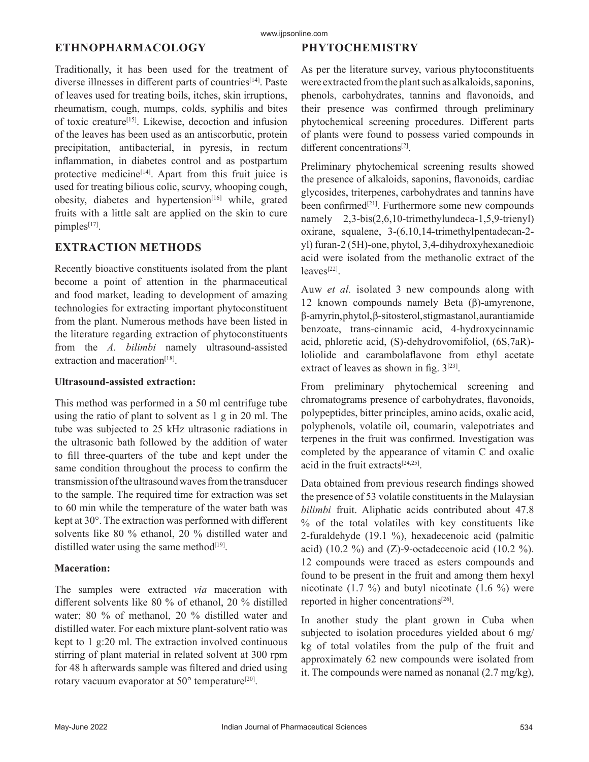## ETHNOPHARMACOLOGY

Traditionally, it has been used for the treatment of diverse illnesses in different parts of countries[14]. Paste of leaves used for treating boils, itches, skin irruptions, rheumatism, cough, mumps, colds, syphilis and bites of toxic creature[15]. Likewise, decoction and infusion of the leaves has been used as an antiscorbutic, protein precipitation, antibacterial, in pyresis, in rectum inflammation, in diabetes control and as postpartum protective medicine[14]. Apart from this fruit juice is used for treating bilious colic, scurvy, whooping cough, obesity, diabetes and hypertension[16] while, grated fruits with a little salt are applied on the skin to cure pimples[17].

## EXTRACTION METHODS

Recently bioactive constituents isolated from the plant become a point of attention in the pharmaceutical and food market, leading to development of amazing technologies for extracting important phytoconstituent from the plant. Numerous methods have been listed in the literature regarding extraction of phytoconstituents from the *A. bilimbi* namely ultrasound-assisted extraction and maceration[18].

### Ultrasound-assisted extraction:

This method was performed in a 50 ml centrifuge tube using the ratio of plant to solvent as 1 g in 20 ml. The tube was subjected to 25 kHz ultrasonic radiations in the ultrasonic bath followed by the addition of water to fill three-quarters of the tube and kept under the same condition throughout the process to confirm the transmission of the ultrasound waves from the transducer to the sample. The required time for extraction was set to 60 min while the temperature of the water bath was kept at 30°. The extraction was performed with different solvents like 80 % ethanol, 20 % distilled water and distilled water using the same method[19].

### Maceration:

The samples were extracted *via* maceration with different solvents like 80 % of ethanol, 20 % distilled water; 80 % of methanol, 20 % distilled water and distilled water. For each mixture plant-solvent ratio was kept to 1 g:20 ml. The extraction involved continuous stirring of plant material in related solvent at 300 rpm for 48 h afterwards sample was filtered and dried using rotary vacuum evaporator at 50° temperature[20].

## PHYTOCHEMISTRY

As per the literature survey, various phytoconstituents were extracted from the plant such as alkaloids, saponins, phenols, carbohydrates, tannins and flavonoids, and their presence was confirmed through preliminary phytochemical screening procedures. Different parts of plants were found to possess varied compounds in different concentrations[2].

Preliminary phytochemical screening results showed the presence of alkaloids, saponins, flavonoids, cardiac glycosides, triterpenes, carbohydrates and tannins have been confirmed[21]. Furthermore some new compounds namely 2,3-bis(2,6,10-trimethylundeca-1,5,9-trienyl) oxirane, squalene, 3-(6,10,14-trimethylpentadecan-2-yl) furan-2 (5H)-one, phytol, 3,4-dihydroxyhexanedioic acid were isolated from the methanolic extract of the leaves[22].

Auw *et al.* isolated 3 new compounds along with 12 known compounds namely Beta (β)-amyrenone, β-amyrin, phytol, β-sitosterol, stigmastanol, aurantiamide benzoate, trans-cinnamic acid, 4-hydroxycinnamic acid, phloretic acid, (S)-dehydrovomifoliol, (6S,7aR)-loliolide and carambolaflavone from ethyl acetate extract of leaves as shown in fig. 3[23].

From preliminary phytochemical screening and chromatograms presence of carbohydrates, flavonoids, polypeptides, bitter principles, amino acids, oxalic acid, polyphenols, volatile oil, coumarin, valepotriates and terpenes in the fruit was confirmed. Investigation was completed by the appearance of vitamin C and oxalic acid in the fruit extracts[24,25].

Data obtained from previous research findings showed the presence of 53 volatile constituents in the Malaysian *bilimbi* fruit. Aliphatic acids contributed about 47.8 % of the total volatiles with key constituents like 2-furaldehyde (19.1 %), hexadecenoic acid (palmitic acid) (10.2 %) and (Z)-9-octadecenoic acid (10.2 %). 12 compounds were traced as esters compounds and found to be present in the fruit and among them hexyl nicotinate (1.7 %) and butyl nicotinate (1.6 %) were reported in higher concentrations[26].

In another study the plant grown in Cuba when subjected to isolation procedures yielded about 6 mg/kg of total volatiles from the pulp of the fruit and approximately 62 new compounds were isolated from it. The compounds were named as nonanal (2.7 mg/kg),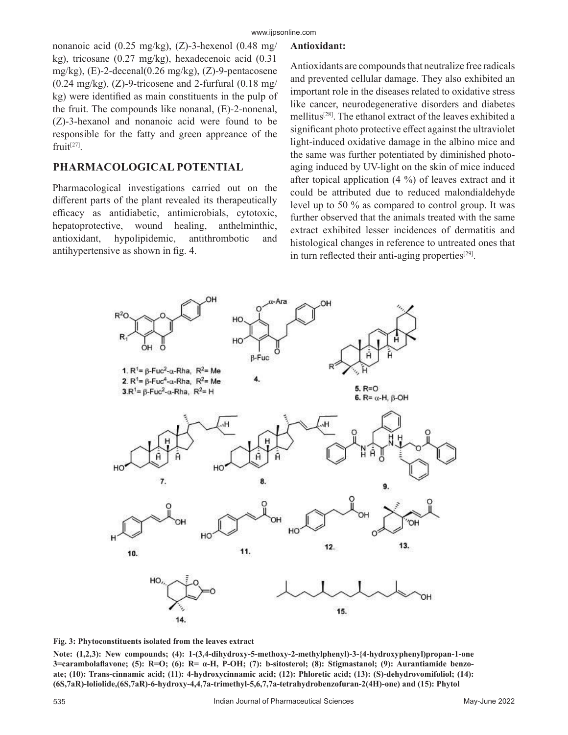nonanoic acid (0.25 mg/kg), (Z)-3-hexenol (0.48 mg/kg), tricosane (0.27 mg/kg), hexadecenoic acid (0.31 mg/kg), (E)-2-decenal(0.26 mg/kg), (Z)-9-pentacosene (0.24 mg/kg), (Z)-9-tricosene and 2-furfural (0.18 mg/kg) were identified as main constituents in the pulp of the fruit. The compounds like nonanal, (E)-2-nonenal, (Z)-3-hexanol and nonanoic acid were found to be responsible for the fatty and green appreance of the fruit[27].

## PHARMACOLOGICAL POTENTIAL

Pharmacological investigations carried out on the different parts of the plant revealed its therapeutically efficacy as antidiabetic, antimicrobials, cytotoxic, hepatoprotective, wound healing, anthelminthic, antioxidant, hypolipidemic, antithrombotic and antihypertensive as shown in fig. 4.

### Antioxidant:

Antioxidants are compounds that neutralize free radicals and prevented cellular damage. They also exhibited an important role in the diseases related to oxidative stress like cancer, neurodegenerative disorders and diabetes mellitus[28]. The ethanol extract of the leaves exhibited a significant photo protective effect against the ultraviolet light-induced oxidative damage in the albino mice and the same was further potentiated by diminished photo-aging induced by UV-light on the skin of mice induced after topical application (4 %) of leaves extract and it could be attributed due to reduced malondialdehyde level up to 50 % as compared to control group. It was further observed that the animals treated with the same extract exhibited lesser incidences of dermatitis and histological changes in reference to untreated ones that in turn reflected their anti-aging properties[29].

1. $R^1$= β-Fuc$^2$-α-Rha, $R^2$= Me
2. $R^1$= β-Fuc$^4$-α-Rha, $R^2$= Me
3. $R^1$= β-Fuc$^2$-α-Rha, $R^2$= H

5. R=O
6. R= α-H, β-OH

**Fig. 3: Phytoconstituents isolated from the leaves extract**

**Note: (1,2,3): New compounds; (4): 1-(3,4-dihydroxy-5-methoxy-2-methylphenyl)-3-{4-hydroxyphenyl)propan-1-one 3=carambolaflavone; (5): R=O; (6): R= α-H, P-OH; (7): b-sitosterol; (8): Stigmastanol; (9): Aurantiamide benzoate; (10): Trans-cinnamic acid; (11): 4-hydroxycinnamic acid; (12): Phloretic acid; (13): (S)-dehydrovomifoliol; (14): (6S,7aR)-loliolide,(6S,7aR)-6-hydroxy-4,4,7a-trimethyl-5,6,7,7a-tetrahydrobenzofuran-2(4H)-one) and (15): Phytol**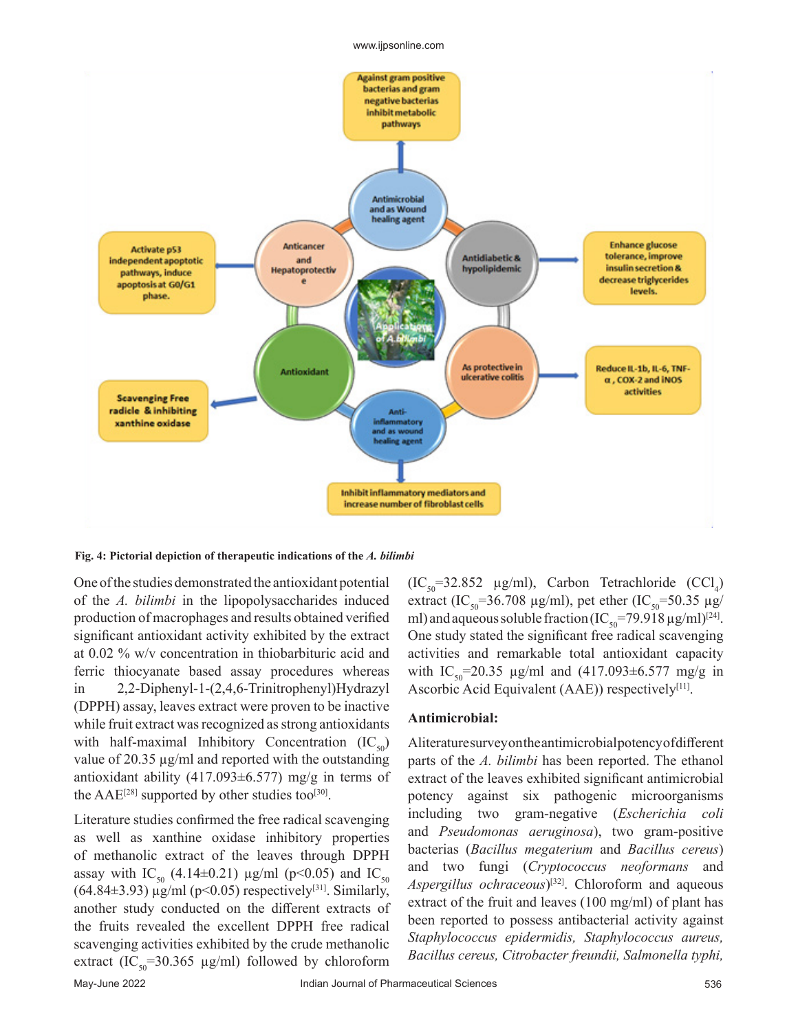Against gram positive bacterias and gram negative bacterias inhibit metabolic pathways

Antimicrobial and as Wound healing agent

Anticancer and Hepatoprotective

Activate p53 independent apoptotic pathways, induce apoptosis at G0/G1 phase.

Antidiabetic & hypolipidemic

Enhance glucose tolerance, improve insulin secretion & decrease triglycerides levels.

Applications of A.bilimbi

Antioxidant

As protective in ulcerative colitis

Reduce IL-1b, IL-6, TNF-α, COX-2 and iNOS activities

Scavenging Free radicle & inhibiting xanthine oxidase

Anti-inflammatory and as wound healing agent

Inhibit inflammatory mediators and increase number of fibroblast cells

**Fig. 4: Pictorial depiction of therapeutic indications of the *A. bilimbi***

One of the studies demonstrated the antioxidant potential of the *A. bilimbi* in the lipopolysaccharides induced production of macrophages and results obtained verified significant antioxidant activity exhibited by the extract at 0.02 % w/v concentration in thiobarbituric acid and ferric thiocyanate based assay procedures whereas in 2,2-Diphenyl-1-(2,4,6-Trinitrophenyl)Hydrazyl (DPPH) assay, leaves extract were proven to be inactive while fruit extract was recognized as strong antioxidants with half-maximal Inhibitory Concentration ($IC_{50}$) value of 20.35 µg/ml and reported with the outstanding antioxidant ability (417.093±6.577) mg/g in terms of the AAE[28] supported by other studies too[30].

Literature studies confirmed the free radical scavenging as well as xanthine oxidase inhibitory properties of methanolic extract of the leaves through DPPH assay with $IC_{50}$ (4.14±0.21) µg/ml ($p<0.05$) and $IC_{50}$ (64.84±3.93) µg/ml ($p<0.05$) respectively[31]. Similarly, another study conducted on the different extracts of the fruits revealed the excellent DPPH free radical scavenging activities exhibited by the crude methanolic extract ($IC_{50}$=30.365 µg/ml) followed by chloroform ($IC_{50}$=32.852 µg/ml), Carbon Tetrachloride ($CCl_4$) extract ($IC_{50}$=36.708 µg/ml), pet ether ($IC_{50}$=50.35 µg/ml) and aqueous soluble fraction ($IC_{50}$=79.918 µg/ml)[24]. One study stated the significant free radical scavenging activities and remarkable total antioxidant capacity with $IC_{50}$=20.35 µg/ml and (417.093±6.577 mg/g in Ascorbic Acid Equivalent (AAE)) respectively[11].

## Antimicrobial:

A literature survey on the antimicrobial potency of different parts of the *A. bilimbi* has been reported. The ethanol extract of the leaves exhibited significant antimicrobial potency against six pathogenic microorganisms including two gram-negative (*Escherichia coli* and *Pseudomonas aeruginosa*), two gram-positive bacterias (*Bacillus megaterium* and *Bacillus cereus*) and two fungi (*Cryptococcus neoformans* and *Aspergillus ochraceous*)[32]. Chloroform and aqueous extract of the fruit and leaves (100 mg/ml) of plant has been reported to possess antibacterial activity against *Staphylococcus epidermidis, Staphylococcus aureus, Bacillus cereus, Citrobacter freundii, Salmonella typhi,*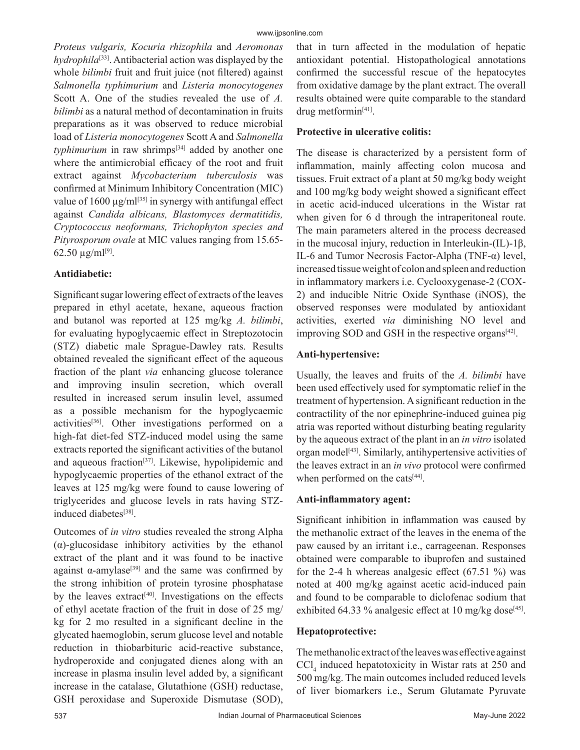*Proteus vulgaris, Kocuria rhizophila* and *Aeromonas hydrophila*[33]. Antibacterial action was displayed by the whole *bilimbi* fruit and fruit juice (not filtered) against *Salmonella typhimurium* and *Listeria monocytogenes* Scott A. One of the studies revealed the use of *A. bilimbi* as a natural method of decontamination in fruits preparations as it was observed to reduce microbial load of *Listeria monocytogenes* Scott A and *Salmonella typhimurium* in raw shrimps[34] added by another one where the antimicrobial efficacy of the root and fruit extract against *Mycobacterium tuberculosis* was confirmed at Minimum Inhibitory Concentration (MIC) value of 1600 µg/ml[35] in synergy with antifungal effect against *Candida albicans, Blastomyces dermatitidis, Cryptococcus neoformans, Trichophyton species and Pityrosporum ovale* at MIC values ranging from 15.65-62.50 µg/ml[9].

**Antidiabetic:**

Significant sugar lowering effect of extracts of the leaves prepared in ethyl acetate, hexane, aqueous fraction and butanol was reported at 125 mg/kg *A. bilimbi*, for evaluating hypoglycaemic effect in Streptozotocin (STZ) diabetic male Sprague-Dawley rats. Results obtained revealed the significant effect of the aqueous fraction of the plant *via* enhancing glucose tolerance and improving insulin secretion, which overall resulted in increased serum insulin level, assumed as a possible mechanism for the hypoglycaemic activities[36]. Other investigations performed on a high-fat diet-fed STZ-induced model using the same extracts reported the significant activities of the butanol and aqueous fraction[37]. Likewise, hypolipidemic and hypoglycaemic properties of the ethanol extract of the leaves at 125 mg/kg were found to cause lowering of triglycerides and glucose levels in rats having STZ-induced diabetes[38].

Outcomes of *in vitro* studies revealed the strong Alpha (α)-glucosidase inhibitory activities by the ethanol extract of the plant and it was found to be inactive against α-amylase[39] and the same was confirmed by the strong inhibition of protein tyrosine phosphatase by the leaves extract[40]. Investigations on the effects of ethyl acetate fraction of the fruit in dose of 25 mg/kg for 2 mo resulted in a significant decline in the glycated haemoglobin, serum glucose level and notable reduction in thiobarbituric acid-reactive substance, hydroperoxide and conjugated dienes along with an increase in plasma insulin level added by, a significant increase in the catalase, Glutathione (GSH) reductase, GSH peroxidase and Superoxide Dismutase (SOD), that in turn affected in the modulation of hepatic antioxidant potential. Histopathological annotations confirmed the successful rescue of the hepatocytes from oxidative damage by the plant extract. The overall results obtained were quite comparable to the standard drug metformin[41].

**Protective in ulcerative colitis:**

The disease is characterized by a persistent form of inflammation, mainly affecting colon mucosa and tissues. Fruit extract of a plant at 50 mg/kg body weight and 100 mg/kg body weight showed a significant effect in acetic acid-induced ulcerations in the Wistar rat when given for 6 d through the intraperitoneal route. The main parameters altered in the process decreased in the mucosal injury, reduction in Interleukin-(IL)-1β, IL-6 and Tumor Necrosis Factor-Alpha (TNF-α) level, increased tissue weight of colon and spleen and reduction in inflammatory markers i.e. Cyclooxygenase-2 (COX-2) and inducible Nitric Oxide Synthase (iNOS), the observed responses were modulated by antioxidant activities, exerted *via* diminishing NO level and improving SOD and GSH in the respective organs[42].

**Anti-hypertensive:**

Usually, the leaves and fruits of the *A. bilimbi* have been used effectively used for symptomatic relief in the treatment of hypertension. A significant reduction in the contractility of the nor epinephrine-induced guinea pig atria was reported without disturbing beating regularity by the aqueous extract of the plant in an *in vitro* isolated organ model[43]. Similarly, antihypertensive activities of the leaves extract in an *in vivo* protocol were confirmed when performed on the cats[44].

**Anti-inflammatory agent:**

Significant inhibition in inflammation was caused by the methanolic extract of the leaves in the enema of the paw caused by an irritant i.e., carrageenan. Responses obtained were comparable to ibuprofen and sustained for the 2-4 h whereas analgesic effect (67.51 %) was noted at 400 mg/kg against acetic acid-induced pain and found to be comparable to diclofenac sodium that exhibited 64.33 % analgesic effect at 10 mg/kg dose[45].

**Hepatoprotective:**

The methanolic extract of the leaves was effective against $CCl_4$ induced hepatotoxicity in Wistar rats at 250 and 500 mg/kg. The main outcomes included reduced levels of liver biomarkers i.e., Serum Glutamate Pyruvate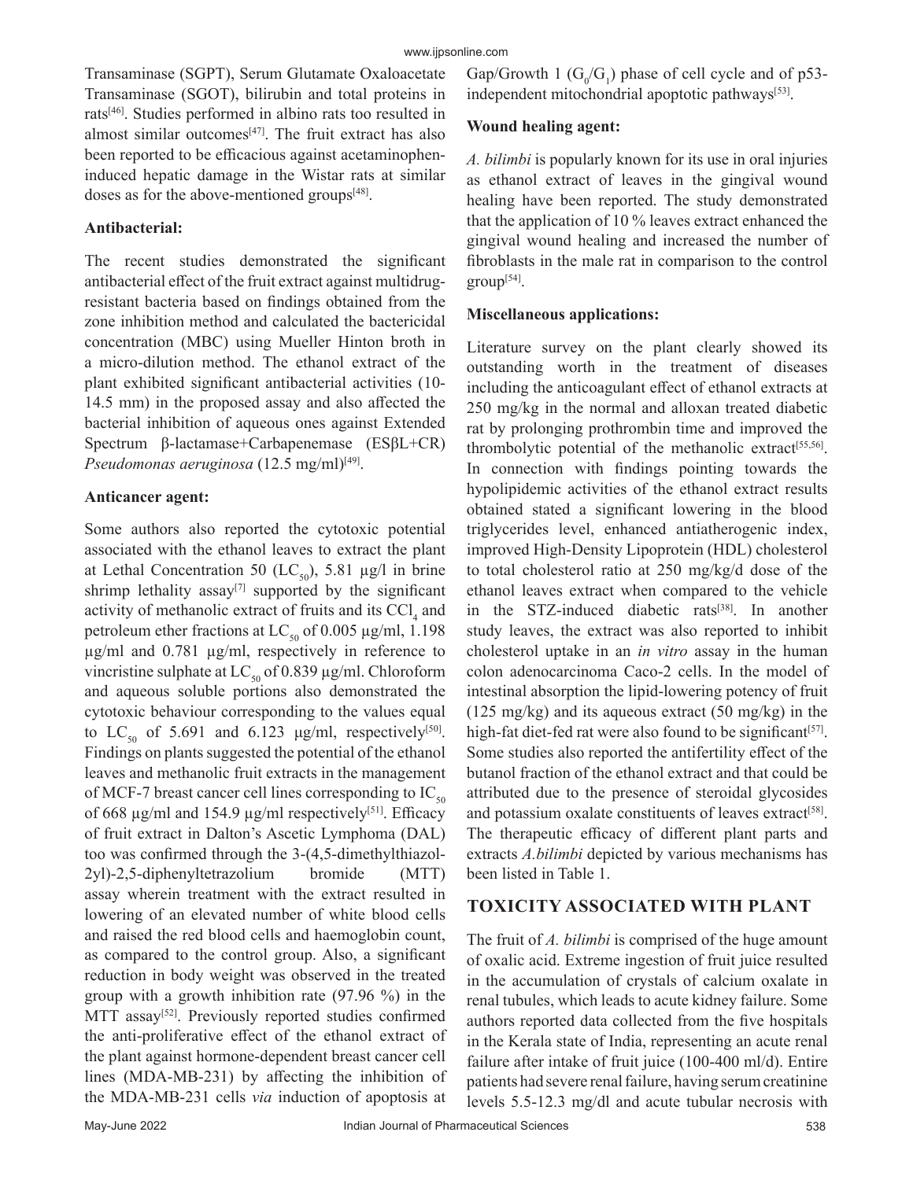Transaminase (SGPT), Serum Glutamate Oxaloacetate Transaminase (SGOT), bilirubin and total proteins in rats[46]. Studies performed in albino rats too resulted in almost similar outcomes[47]. The fruit extract has also been reported to be efficacious against acetaminophen-induced hepatic damage in the Wistar rats at similar doses as for the above-mentioned groups[48].

**Antibacterial:**

The recent studies demonstrated the significant antibacterial effect of the fruit extract against multidrug-resistant bacteria based on findings obtained from the zone inhibition method and calculated the bactericidal concentration (MBC) using Mueller Hinton broth in a micro-dilution method. The ethanol extract of the plant exhibited significant antibacterial activities (10-14.5 mm) in the proposed assay and also affected the bacterial inhibition of aqueous ones against Extended Spectrum β-lactamase+Carbapenemase (ESβL+CR) *Pseudomonas aeruginosa* (12.5 mg/ml)[49].

**Anticancer agent:**

Some authors also reported the cytotoxic potential associated with the ethanol leaves to extract the plant at Lethal Concentration 50 ($LC_{50}$), 5.81 µg/l in brine shrimp lethality assay[7] supported by the significant activity of methanolic extract of fruits and its $CCl_4$ and petroleum ether fractions at $LC_{50}$ of 0.005 µg/ml, 1.198 µg/ml and 0.781 µg/ml, respectively in reference to vincristine sulphate at $LC_{50}$ of 0.839 µg/ml. Chloroform and aqueous soluble portions also demonstrated the cytotoxic behaviour corresponding to the values equal to $LC_{50}$ of 5.691 and 6.123 µg/ml, respectively[50]. Findings on plants suggested the potential of the ethanol leaves and methanolic fruit extracts in the management of MCF-7 breast cancer cell lines corresponding to $IC_{50}$ of 668 µg/ml and 154.9 µg/ml respectively[51]. Efficacy of fruit extract in Dalton's Ascetic Lymphoma (DAL) too was confirmed through the 3-(4,5-dimethylthiazol-2yl)-2,5-diphenyltetrazolium bromide (MTT) assay wherein treatment with the extract resulted in lowering of an elevated number of white blood cells and raised the red blood cells and haemoglobin count, as compared to the control group. Also, a significant reduction in body weight was observed in the treated group with a growth inhibition rate (97.96 %) in the MTT assay[52]. Previously reported studies confirmed the anti-proliferative effect of the ethanol extract of the plant against hormone-dependent breast cancer cell lines (MDA-MB-231) by affecting the inhibition of the MDA-MB-231 cells *via* induction of apoptosis at Gap/Growth 1 ($G_0/G_1$) phase of cell cycle and of p53-independent mitochondrial apoptotic pathways[53].

**Wound healing agent:**

*A. bilimbi* is popularly known for its use in oral injuries as ethanol extract of leaves in the gingival wound healing have been reported. The study demonstrated that the application of 10 % leaves extract enhanced the gingival wound healing and increased the number of fibroblasts in the male rat in comparison to the control group[54].

**Miscellaneous applications:**

Literature survey on the plant clearly showed its outstanding worth in the treatment of diseases including the anticoagulant effect of ethanol extracts at 250 mg/kg in the normal and alloxan treated diabetic rat by prolonging prothrombin time and improved the thrombolytic potential of the methanolic extract[55,56]. In connection with findings pointing towards the hypolipidemic activities of the ethanol extract results obtained stated a significant lowering in the blood triglycerides level, enhanced antiatherogenic index, improved High-Density Lipoprotein (HDL) cholesterol to total cholesterol ratio at 250 mg/kg/d dose of the ethanol leaves extract when compared to the vehicle in the STZ-induced diabetic rats[38]. In another study leaves, the extract was also reported to inhibit cholesterol uptake in an *in vitro* assay in the human colon adenocarcinoma Caco-2 cells. In the model of intestinal absorption the lipid-lowering potency of fruit (125 mg/kg) and its aqueous extract (50 mg/kg) in the high-fat diet-fed rat were also found to be significant[57]. Some studies also reported the antifertility effect of the butanol fraction of the ethanol extract and that could be attributed due to the presence of steroidal glycosides and potassium oxalate constituents of leaves extract[58]. The therapeutic efficacy of different plant parts and extracts *A.bilimbi* depicted by various mechanisms has been listed in Table 1.

## TOXICITY ASSOCIATED WITH PLANT

The fruit of *A. bilimbi* is comprised of the huge amount of oxalic acid. Extreme ingestion of fruit juice resulted in the accumulation of crystals of calcium oxalate in renal tubules, which leads to acute kidney failure. Some authors reported data collected from the five hospitals in the Kerala state of India, representing an acute renal failure after intake of fruit juice (100-400 ml/d). Entire patients had severe renal failure, having serum creatinine levels 5.5-12.3 mg/dl and acute tubular necrosis with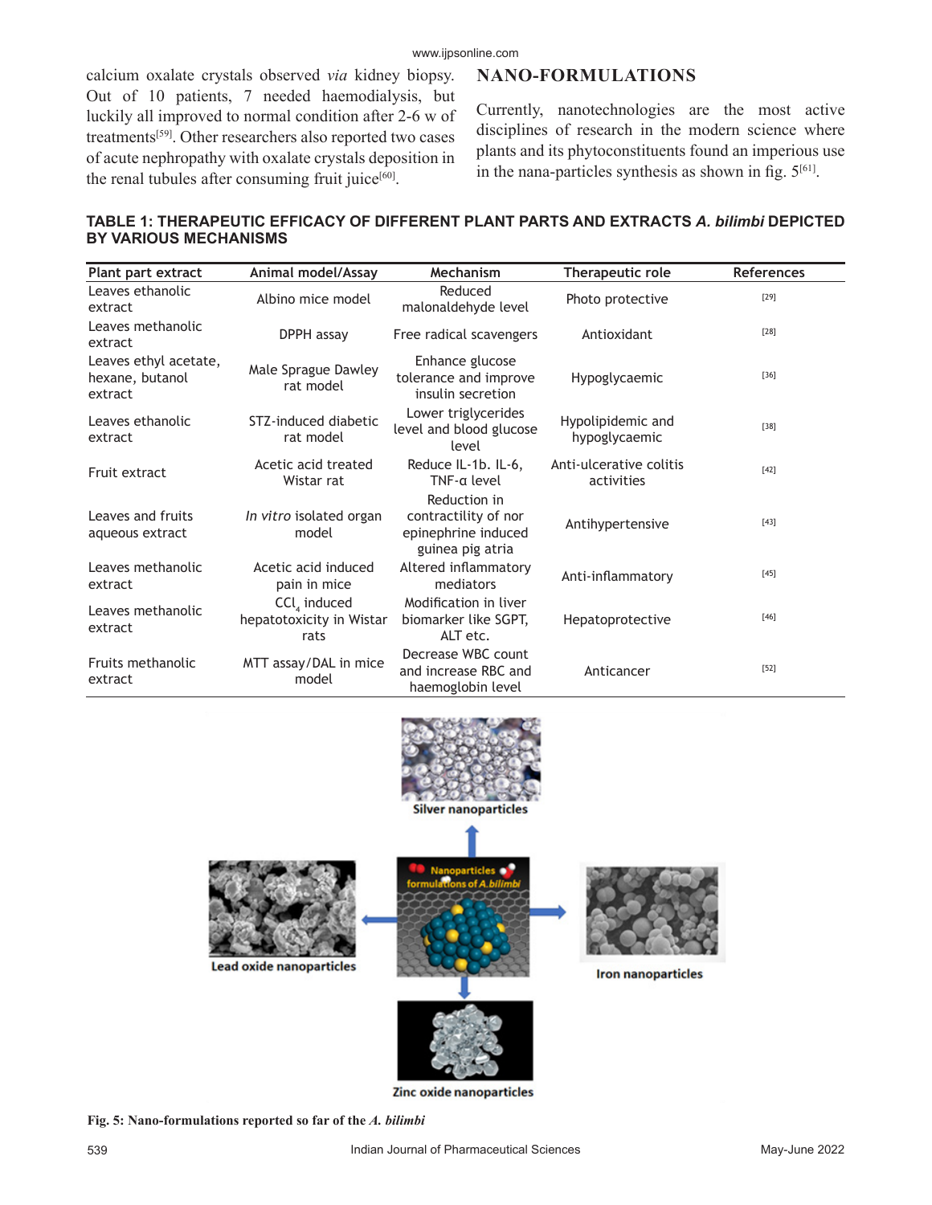calcium oxalate crystals observed *via* kidney biopsy. Out of 10 patients, 7 needed haemodialysis, but luckily all improved to normal condition after 2-6 w of treatments[59]. Other researchers also reported two cases of acute nephropathy with oxalate crystals deposition in the renal tubules after consuming fruit juice[60].

## NANO-FORMULATIONS

Currently, nanotechnologies are the most active disciplines of research in the modern science where plants and its phytoconstituents found an imperious use in the nana-particles synthesis as shown in fig. 5[61].

**TABLE 1: THERAPEUTIC EFFICACY OF DIFFERENT PLANT PARTS AND EXTRACTS *A. bilimbi* DEPICTED BY VARIOUS MECHANISMS**

| Plant part extract | Animal model/Assay | Mechanism | Therapeutic role | References |
|---|---|---|---|---|
| Leaves ethanolic extract | Albino mice model | Reduced malonaldehyde level | Photo protective | [29] |
| Leaves methanolic extract | DPPH assay | Free radical scavengers | Antioxidant | [28] |
| Leaves ethyl acetate, hexane, butanol extract | Male Sprague Dawley rat model | Enhance glucose tolerance and improve insulin secretion | Hypoglycaemic | [36] |
| Leaves ethanolic extract | STZ-induced diabetic rat model | Lower triglycerides level and blood glucose level | Hypolipidemic and hypoglycaemic | [38] |
| Fruit extract | Acetic acid treated Wistar rat | Reduce IL-1b. IL-6, TNF-α level | Anti-ulcerative colitis activities | [42] |
| Leaves and fruits aqueous extract | *In vitro* isolated organ model | Reduction in contractility of nor epinephrine induced guinea pig atria | Antihypertensive | [43] |
| Leaves methanolic extract | Acetic acid induced pain in mice | Altered inflammatory mediators | Anti-inflammatory | [45] |
| Leaves methanolic extract | $CCl_4$ induced hepatotoxicity in Wistar rats | Modification in liver biomarker like SGPT, ALT etc. | Hepatoprotective | [46] |
| Fruits methanolic extract | MTT assay/DAL in mice model | Decrease WBC count and increase RBC and haemoglobin level | Anticancer | [52] |

Silver nanoparticles

Nanoparticles formulations of A. bilimbi

Lead oxide nanoparticles

Iron nanoparticles

Zinc oxide nanoparticles

**Fig. 5: Nano-formulations reported so far of the *A. bilimbi***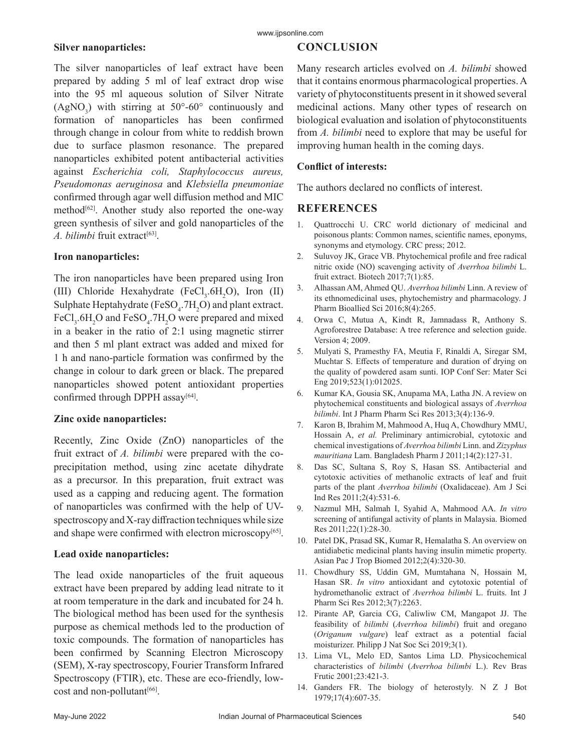### Silver nanoparticles:

The silver nanoparticles of leaf extract have been prepared by adding 5 ml of leaf extract drop wise into the 95 ml aqueous solution of Silver Nitrate ($AgNO_3$) with stirring at 50°-60° continuously and formation of nanoparticles has been confirmed through change in colour from white to reddish brown due to surface plasmon resonance. The prepared nanoparticles exhibited potent antibacterial activities against *Escherichia coli, Staphylococcus aureus, Pseudomonas aeruginosa* and *Klebsiella pneumoniae* confirmed through agar well diffusion method and MIC method[62]. Another study also reported the one-way green synthesis of silver and gold nanoparticles of the *A. bilimbi* fruit extract[63].

### Iron nanoparticles:

The iron nanoparticles have been prepared using Iron (III) Chloride Hexahydrate ($FeCl_3.6H_2O$), Iron (II) Sulphate Heptahydrate ($FeSO_4.7H_2O$) and plant extract. $FeCl_3.6H_2O$ and $FeSO_4.7H_2O$ were prepared and mixed in a beaker in the ratio of 2:1 using magnetic stirrer and then 5 ml plant extract was added and mixed for 1 h and nano-particle formation was confirmed by the change in colour to dark green or black. The prepared nanoparticles showed potent antioxidant properties confirmed through DPPH assay[64].

### Zinc oxide nanoparticles:

Recently, Zinc Oxide (ZnO) nanoparticles of the fruit extract of *A. bilimbi* were prepared with the co-precipitation method, using zinc acetate dihydrate as a precursor. In this preparation, fruit extract was used as a capping and reducing agent. The formation of nanoparticles was confirmed with the help of UV-spectroscopy and X-ray diffraction techniques while size and shape were confirmed with electron microscopy[65].

### Lead oxide nanoparticles:

The lead oxide nanoparticles of the fruit aqueous extract have been prepared by adding lead nitrate to it at room temperature in the dark and incubated for 24 h. The biological method has been used for the synthesis purpose as chemical methods led to the production of toxic compounds. The formation of nanoparticles has been confirmed by Scanning Electron Microscopy (SEM), X-ray spectroscopy, Fourier Transform Infrared Spectroscopy (FTIR), etc. These are eco-friendly, low-cost and non-pollutant[66].

## CONCLUSION

Many research articles evolved on *A. bilimbi* showed that it contains enormous pharmacological properties. A variety of phytoconstituents present in it showed several medicinal actions. Many other types of research on biological evaluation and isolation of phytoconstituents from *A. bilimbi* need to explore that may be useful for improving human health in the coming days.

### Conflict of interests:

The authors declared no conflicts of interest.

## REFERENCES

1. Quattrocchi U. CRC world dictionary of medicinal and poisonous plants: Common names, scientific names, eponyms, synonyms and etymology. CRC press; 2012.
2. Suluvoy JK, Grace VB. Phytochemical profile and free radical nitric oxide (NO) scavenging activity of *Averrhoa bilimbi* L. fruit extract. Biotech 2017;7(1):85.
3. Alhassan AM, Ahmed QU. *Averrhoa bilimbi* Linn. A review of its ethnomedicinal uses, phytochemistry and pharmacology. J Pharm Bioallied Sci 2016;8(4):265.
4. Orwa C, Mutua A, Kindt R, Jamnadass R, Anthony S. Agroforestree Database: A tree reference and selection guide. Version 4; 2009.
5. Mulyati S, Pramesthy FA, Meutia F, Rinaldi A, Siregar SM, Muchtar S. Effects of temperature and duration of drying on the quality of powdered asam sunti. IOP Conf Ser: Mater Sci Eng 2019;523(1):012025.
6. Kumar KA, Gousia SK, Anupama MA, Latha JN. A review on phytochemical constituents and biological assays of *Averrhoa bilimbi*. Int J Pharm Pharm Sci Res 2013;3(4):136-9.
7. Karon B, Ibrahim M, Mahmood A, Huq A, Chowdhury MMU, Hossain A, *et al.* Preliminary antimicrobial, cytotoxic and chemical investigations of *Averrhoa bilimbi* Linn. and *Zizyphus mauritiana* Lam. Bangladesh Pharm J 2011;14(2):127-31.
8. Das SC, Sultana S, Roy S, Hasan SS. Antibacterial and cytotoxic activities of methanolic extracts of leaf and fruit parts of the plant *Averrhoa bilimbi* (Oxalidaceae). Am J Sci Ind Res 2011;2(4):531-6.
9. Nazmul MH, Salmah I, Syahid A, Mahmood AA. *In vitro* screening of antifungal activity of plants in Malaysia. Biomed Res 2011;22(1):28-30.
10. Patel DK, Prasad SK, Kumar R, Hemalatha S. An overview on antidiabetic medicinal plants having insulin mimetic property. Asian Pac J Trop Biomed 2012;2(4):320-30.
11. Chowdhury SS, Uddin GM, Mumtahana N, Hossain M, Hasan SR. *In vitro* antioxidant and cytotoxic potential of hydromethanolic extract of *Averrhoa bilimbi* L. fruits. Int J Pharm Sci Res 2012;3(7):2263.
12. Pirante AP, Garcia CG, Caliwliw CM, Mangapot JJ. The feasibility of *bilimbi* (*Averrhoa bilimbi*) fruit and oregano (*Origanum vulgare*) leaf extract as a potential facial moisturizer. Philipp J Nat Soc Sci 2019;3(1).
13. Lima VL, Melo ED, Santos Lima LD. Physicochemical characteristics of *bilimbi* (*Averrhoa bilimbi* L.). Rev Bras Frutic 2001;23:421-3.
14. Ganders FR. The biology of heterostyly. N Z J Bot 1979;17(4):607-35.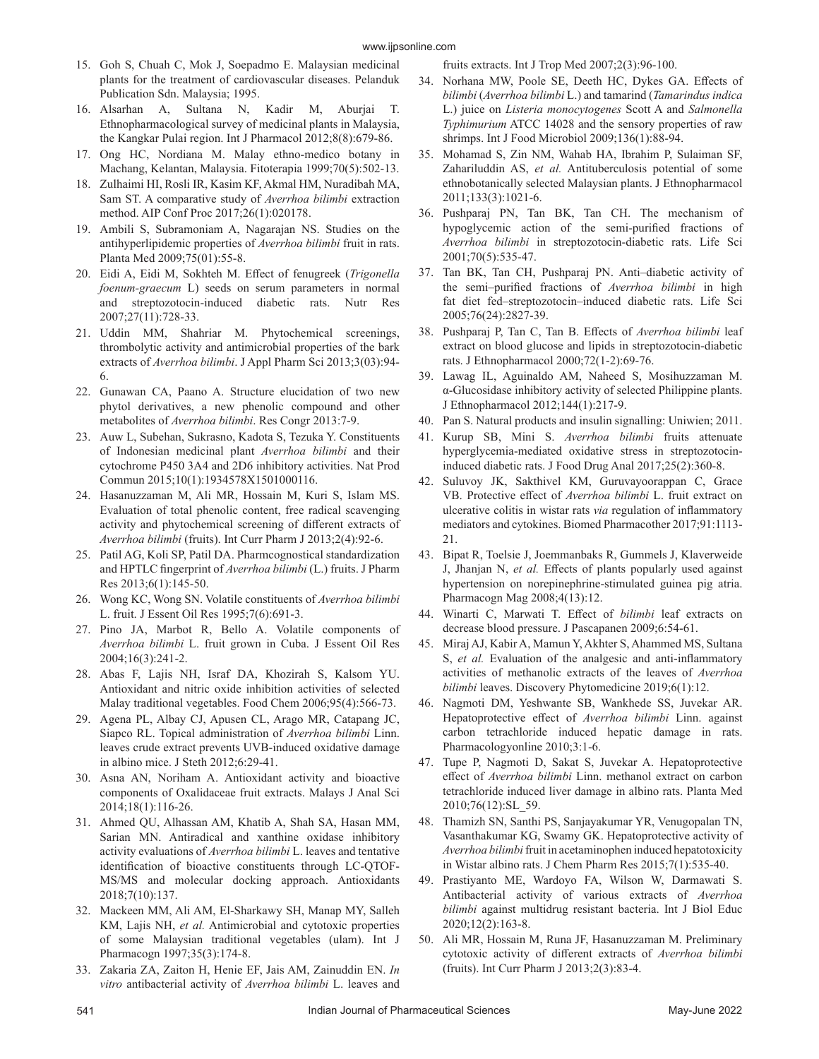15. Goh S, Chuah C, Mok J, Soepadmo E. Malaysian medicinal plants for the treatment of cardiovascular diseases. Pelanduk Publication Sdn. Malaysia; 1995.
16. Alsarhan A, Sultana N, Kadir M, Aburjai T. Ethnopharmacological survey of medicinal plants in Malaysia, the Kangkar Pulai region. Int J Pharmacol 2012;8(8):679-86.
17. Ong HC, Nordiana M. Malay ethno-medico botany in Machang, Kelantan, Malaysia. Fitoterapia 1999;70(5):502-13.
18. Zulhaimi HI, Rosli IR, Kasim KF, Akmal HM, Nuradibah MA, Sam ST. A comparative study of *Averrhoa bilimbi* extraction method. AIP Conf Proc 2017;26(1):020178.
19. Ambili S, Subramoniam A, Nagarajan NS. Studies on the antihyperlipidemic properties of *Averrhoa bilimbi* fruit in rats. Planta Med 2009;75(01):55-8.
20. Eidi A, Eidi M, Sokhteh M. Effect of fenugreek (*Trigonella foenum-graecum* L) seeds on serum parameters in normal and streptozotocin-induced diabetic rats. Nutr Res 2007;27(11):728-33.
21. Uddin MM, Shahriar M. Phytochemical screenings, thrombolytic activity and antimicrobial properties of the bark extracts of *Averrhoa bilimbi*. J Appl Pharm Sci 2013;3(03):94-6.
22. Gunawan CA, Paano A. Structure elucidation of two new phytol derivatives, a new phenolic compound and other metabolites of *Averrhoa bilimbi*. Res Congr 2013:7-9.
23. Auw L, Subehan, Sukrasno, Kadota S, Tezuka Y. Constituents of Indonesian medicinal plant *Averrhoa bilimbi* and their cytochrome P450 3A4 and 2D6 inhibitory activities. Nat Prod Commun 2015;10(1):1934578X1501000116.
24. Hasanuzzaman M, Ali MR, Hossain M, Kuri S, Islam MS. Evaluation of total phenolic content, free radical scavenging activity and phytochemical screening of different extracts of *Averrhoa bilimbi* (fruits). Int Curr Pharm J 2013;2(4):92-6.
25. Patil AG, Koli SP, Patil DA. Pharmcognostical standardization and HPTLC fingerprint of *Averrhoa bilimbi* (L.) fruits. J Pharm Res 2013;6(1):145-50.
26. Wong KC, Wong SN. Volatile constituents of *Averrhoa bilimbi* L. fruit. J Essent Oil Res 1995;7(6):691-3.
27. Pino JA, Marbot R, Bello A. Volatile components of *Averrhoa bilimbi* L. fruit grown in Cuba. J Essent Oil Res 2004;16(3):241-2.
28. Abas F, Lajis NH, Israf DA, Khozirah S, Kalsom YU. Antioxidant and nitric oxide inhibition activities of selected Malay traditional vegetables. Food Chem 2006;95(4):566-73.
29. Agena PL, Albay CJ, Apusen CL, Arago MR, Catapang JC, Siapco RL. Topical administration of *Averrhoa bilimbi* Linn. leaves crude extract prevents UVB-induced oxidative damage in albino mice. J Steth 2012;6:29-41.
30. Asna AN, Noriham A. Antioxidant activity and bioactive components of Oxalidaceae fruit extracts. Malays J Anal Sci 2014;18(1):116-26.
31. Ahmed QU, Alhassan AM, Khatib A, Shah SA, Hasan MM, Sarian MN. Antiradical and xanthine oxidase inhibitory activity evaluations of *Averrhoa bilimbi* L. leaves and tentative identification of bioactive constituents through LC-QTOF-MS/MS and molecular docking approach. Antioxidants 2018;7(10):137.
32. Mackeen MM, Ali AM, El-Sharkawy SH, Manap MY, Salleh KM, Lajis NH, *et al.* Antimicrobial and cytotoxic properties of some Malaysian traditional vegetables (ulam). Int J Pharmacogn 1997;35(3):174-8.
33. Zakaria ZA, Zaiton H, Henie EF, Jais AM, Zainuddin EN. *In vitro* antibacterial activity of *Averrhoa bilimbi* L. leaves and fruits extracts. Int J Trop Med 2007;2(3):96-100.
34. Norhana MW, Poole SE, Deeth HC, Dykes GA. Effects of *bilimbi* (*Averrhoa bilimbi* L.) and tamarind (*Tamarindus indica* L.) juice on *Listeria monocytogenes* Scott A and *Salmonella Typhimurium* ATCC 14028 and the sensory properties of raw shrimps. Int J Food Microbiol 2009;136(1):88-94.
35. Mohamad S, Zin NM, Wahab HA, Ibrahim P, Sulaiman SF, Zahariluddin AS, *et al.* Antituberculosis potential of some ethnobotanically selected Malaysian plants. J Ethnopharmacol 2011;133(3):1021-6.
36. Pushparaj PN, Tan BK, Tan CH. The mechanism of hypoglycemic action of the semi-purified fractions of *Averrhoa bilimbi* in streptozotocin-diabetic rats. Life Sci 2001;70(5):535-47.
37. Tan BK, Tan CH, Pushparaj PN. Anti–diabetic activity of the semi–purified fractions of *Averrhoa bilimbi* in high fat diet fed–streptozotocin–induced diabetic rats. Life Sci 2005;76(24):2827-39.
38. Pushparaj P, Tan C, Tan B. Effects of *Averrhoa bilimbi* leaf extract on blood glucose and lipids in streptozotocin-diabetic rats. J Ethnopharmacol 2000;72(1-2):69-76.
39. Lawag IL, Aguinaldo AM, Naheed S, Mosihuzzaman M. α-Glucosidase inhibitory activity of selected Philippine plants. J Ethnopharmacol 2012;144(1):217-9.
40. Pan S. Natural products and insulin signalling: Uniwien; 2011.
41. Kurup SB, Mini S. *Averrhoa bilimbi* fruits attenuate hyperglycemia-mediated oxidative stress in streptozotocin-induced diabetic rats. J Food Drug Anal 2017;25(2):360-8.
42. Suluvoy JK, Sakthivel KM, Guruvayoorappan C, Grace VB. Protective effect of *Averrhoa bilimbi* L. fruit extract on ulcerative colitis in wistar rats *via* regulation of inflammatory mediators and cytokines. Biomed Pharmacother 2017;91:1113-21.
43. Bipat R, Toelsie J, Joemmanbaks R, Gummels J, Klaverweide J, Jhanjan N, *et al.* Effects of plants popularly used against hypertension on norepinephrine-stimulated guinea pig atria. Pharmacogn Mag 2008;4(13):12.
44. Winarti C, Marwati T. Effect of *bilimbi* leaf extracts on decrease blood pressure. J Pascapanen 2009;6:54-61.
45. Miraj AJ, Kabir A, Mamun Y, Akhter S, Ahammed MS, Sultana S, *et al.* Evaluation of the analgesic and anti-inflammatory activities of methanolic extracts of the leaves of *Averrhoa bilimbi* leaves. Discovery Phytomedicine 2019;6(1):12.
46. Nagmoti DM, Yeshwante SB, Wankhede SS, Juvekar AR. Hepatoprotective effect of *Averrhoa bilimbi* Linn. against carbon tetrachloride induced hepatic damage in rats. Pharmacologyonline 2010;3:1-6.
47. Tupe P, Nagmoti D, Sakat S, Juvekar A. Hepatoprotective effect of *Averrhoa bilimbi* Linn. methanol extract on carbon tetrachloride induced liver damage in albino rats. Planta Med 2010;76(12):SL_59.
48. Thamizh SN, Santhi PS, Sanjayakumar YR, Venugopalan TN, Vasanthakumar KG, Swamy GK. Hepatoprotective activity of *Averrhoa bilimbi* fruit in acetaminophen induced hepatotoxicity in Wistar albino rats. J Chem Pharm Res 2015;7(1):535-40.
49. Prastiyanto ME, Wardoyo FA, Wilson W, Darmawati S. Antibacterial activity of various extracts of *Averrhoa bilimbi* against multidrug resistant bacteria. Int J Biol Educ 2020;12(2):163-8.
50. Ali MR, Hossain M, Runa JF, Hasanuzzaman M. Preliminary cytotoxic activity of different extracts of *Averrhoa bilimbi* (fruits). Int Curr Pharm J 2013;2(3):83-4.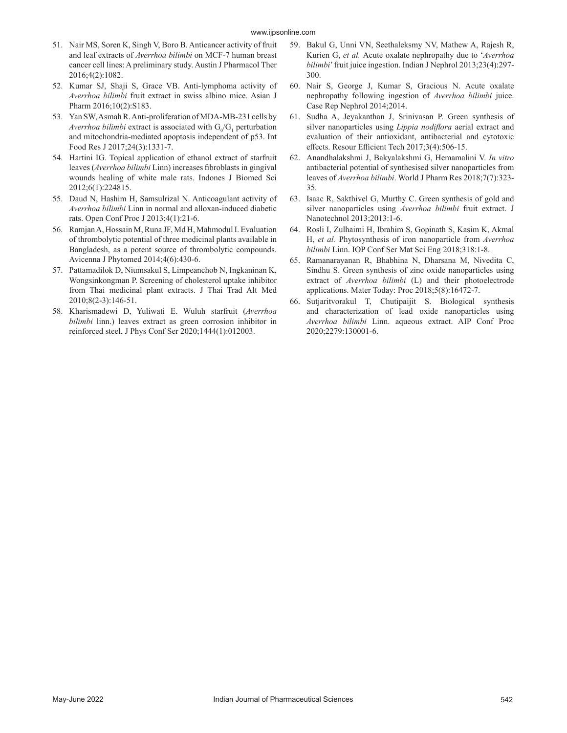51. Nair MS, Soren K, Singh V, Boro B. Anticancer activity of fruit and leaf extracts of *Averrhoa bilimbi* on MCF-7 human breast cancer cell lines: A preliminary study. Austin J Pharmacol Ther 2016;4(2):1082.
52. Kumar SJ, Shaji S, Grace VB. Anti-lymphoma activity of *Averrhoa bilimbi* fruit extract in swiss albino mice. Asian J Pharm 2016;10(2):S183.
53. Yan SW, Asmah R. Anti-proliferation of MDA-MB-231 cells by *Averrhoa bilimbi* extract is associated with $G_0/G_1$ perturbation and mitochondria-mediated apoptosis independent of p53. Int Food Res J 2017;24(3):1331-7.
54. Hartini IG. Topical application of ethanol extract of starfruit leaves (*Averrhoa bilimbi* Linn) increases fibroblasts in gingival wounds healing of white male rats. Indones J Biomed Sci 2012;6(1):224815.
55. Daud N, Hashim H, Samsulrizal N. Anticoagulant activity of *Averrhoa bilimbi* Linn in normal and alloxan-induced diabetic rats. Open Conf Proc J 2013;4(1):21-6.
56. Ramjan A, Hossain M, Runa JF, Md H, Mahmodul I. Evaluation of thrombolytic potential of three medicinal plants available in Bangladesh, as a potent source of thrombolytic compounds. Avicenna J Phytomed 2014;4(6):430-6.
57. Pattamadilok D, Niumsakul S, Limpeanchob N, Ingkaninan K, Wongsinkongman P. Screening of cholesterol uptake inhibitor from Thai medicinal plant extracts. J Thai Trad Alt Med 2010;8(2-3):146-51.
58. Kharismadewi D, Yuliwati E. Wuluh starfruit (*Averrhoa bilimbi* linn.) leaves extract as green corrosion inhibitor in reinforced steel. J Phys Conf Ser 2020;1444(1):012003.
59. Bakul G, Unni VN, Seethaleksmy NV, Mathew A, Rajesh R, Kurien G, *et al.* Acute oxalate nephropathy due to '*Averrhoa bilimbi*' fruit juice ingestion. Indian J Nephrol 2013;23(4):297-300.
60. Nair S, George J, Kumar S, Gracious N. Acute oxalate nephropathy following ingestion of *Averrhoa bilimbi* juice. Case Rep Nephrol 2014;2014.
61. Sudha A, Jeyakanthan J, Srinivasan P. Green synthesis of silver nanoparticles using *Lippia nodiflora* aerial extract and evaluation of their antioxidant, antibacterial and cytotoxic effects. Resour Efficient Tech 2017;3(4):506-15.
62. Anandhalakshmi J, Bakyalakshmi G, Hemamalini V. *In vitro* antibacterial potential of synthesised silver nanoparticles from leaves of *Averrhoa bilimbi*. World J Pharm Res 2018;7(7):323-35.
63. Isaac R, Sakthivel G, Murthy C. Green synthesis of gold and silver nanoparticles using *Averrhoa bilimbi* fruit extract. J Nanotechnol 2013;2013:1-6.
64. Rosli I, Zulhaimi H, Ibrahim S, Gopinath S, Kasim K, Akmal H, *et al.* Phytosynthesis of iron nanoparticle from *Averrhoa bilimbi* Linn. IOP Conf Ser Mat Sci Eng 2018;318:1-8.
65. Ramanarayanan R, Bhabhina N, Dharsana M, Nivedita C, Sindhu S. Green synthesis of zinc oxide nanoparticles using extract of *Averrhoa bilimbi* (L) and their photoelectrode applications. Mater Today: Proc 2018;5(8):16472-7.
66. Sutjaritvorakul T, Chutipaijit S. Biological synthesis and characterization of lead oxide nanoparticles using *Averrhoa bilimbi* Linn. aqueous extract. AIP Conf Proc 2020;2279:130001-6.